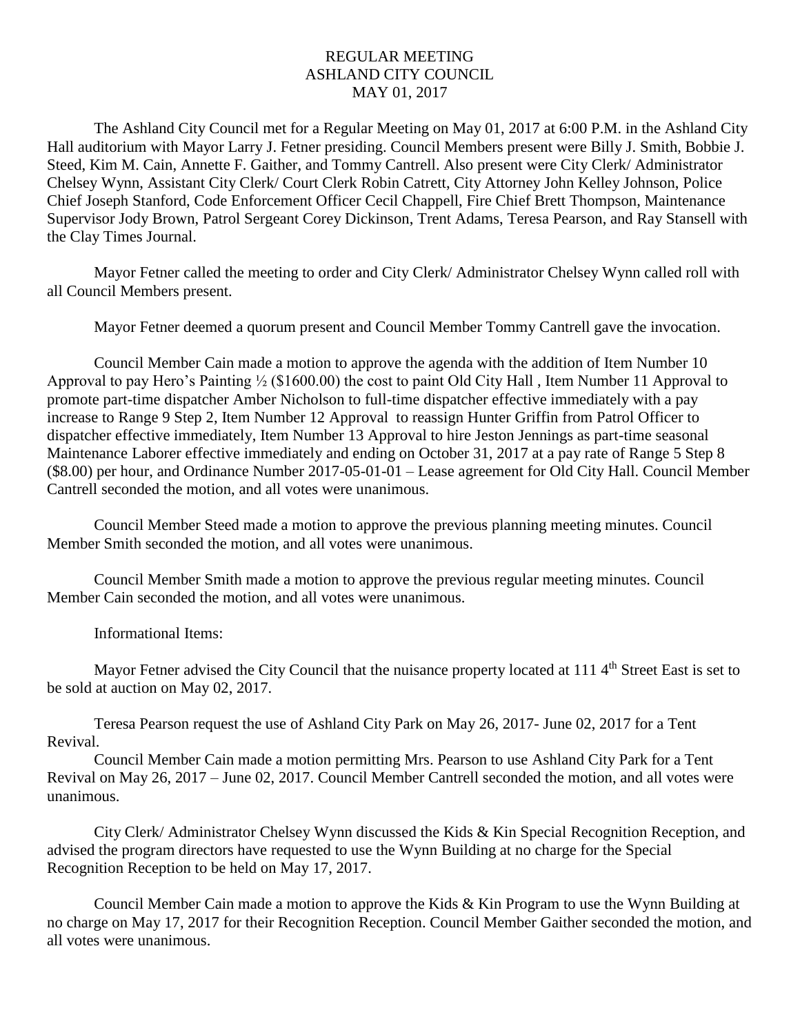# REGULAR MEETING
# ASHLAND CITY COUNCIL
# MAY 01, 2017

The Ashland City Council met for a Regular Meeting on May 01, 2017 at 6:00 P.M. in the Ashland City Hall auditorium with Mayor Larry J. Fetner presiding. Council Members present were Billy J. Smith, Bobbie J. Steed, Kim M. Cain, Annette F. Gaither, and Tommy Cantrell. Also present were City Clerk/ Administrator Chelsey Wynn, Assistant City Clerk/ Court Clerk Robin Catrett, City Attorney John Kelley Johnson, Police Chief Joseph Stanford, Code Enforcement Officer Cecil Chappell, Fire Chief Brett Thompson, Maintenance Supervisor Jody Brown, Patrol Sergeant Corey Dickinson, Trent Adams, Teresa Pearson, and Ray Stansell with the Clay Times Journal.

Mayor Fetner called the meeting to order and City Clerk/ Administrator Chelsey Wynn called roll with all Council Members present.

Mayor Fetner deemed a quorum present and Council Member Tommy Cantrell gave the invocation.

Council Member Cain made a motion to approve the agenda with the addition of Item Number 10 Approval to pay Hero's Painting ½ ($1600.00) the cost to paint Old City Hall , Item Number 11 Approval to promote part-time dispatcher Amber Nicholson to full-time dispatcher effective immediately with a pay increase to Range 9 Step 2, Item Number 12 Approval to reassign Hunter Griffin from Patrol Officer to dispatcher effective immediately, Item Number 13 Approval to hire Jeston Jennings as part-time seasonal Maintenance Laborer effective immediately and ending on October 31, 2017 at a pay rate of Range 5 Step 8 ($8.00) per hour, and Ordinance Number 2017-05-01-01 – Lease agreement for Old City Hall. Council Member Cantrell seconded the motion, and all votes were unanimous.

Council Member Steed made a motion to approve the previous planning meeting minutes. Council Member Smith seconded the motion, and all votes were unanimous.

Council Member Smith made a motion to approve the previous regular meeting minutes. Council Member Cain seconded the motion, and all votes were unanimous.

Informational Items:

Mayor Fetner advised the City Council that the nuisance property located at 111 4th Street East is set to be sold at auction on May 02, 2017.

Teresa Pearson request the use of Ashland City Park on May 26, 2017- June 02, 2017 for a Tent Revival.

Council Member Cain made a motion permitting Mrs. Pearson to use Ashland City Park for a Tent Revival on May 26, 2017 – June 02, 2017. Council Member Cantrell seconded the motion, and all votes were unanimous.

City Clerk/ Administrator Chelsey Wynn discussed the Kids & Kin Special Recognition Reception, and advised the program directors have requested to use the Wynn Building at no charge for the Special Recognition Reception to be held on May 17, 2017.

Council Member Cain made a motion to approve the Kids & Kin Program to use the Wynn Building at no charge on May 17, 2017 for their Recognition Reception. Council Member Gaither seconded the motion, and all votes were unanimous.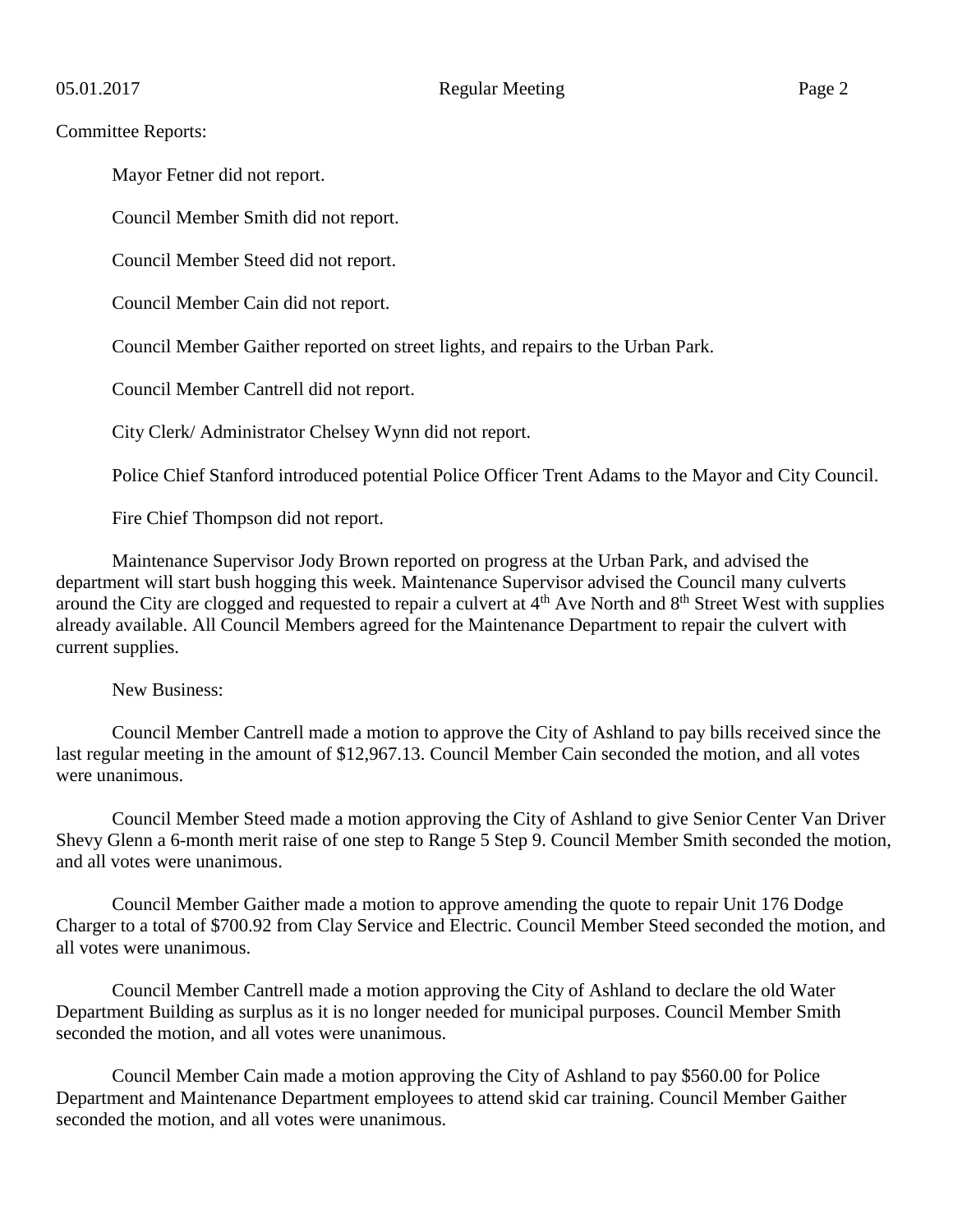Committee Reports:

Mayor Fetner did not report.

Council Member Smith did not report.

Council Member Steed did not report.

Council Member Cain did not report.

Council Member Gaither reported on street lights, and repairs to the Urban Park.

Council Member Cantrell did not report.

City Clerk/ Administrator Chelsey Wynn did not report.

Police Chief Stanford introduced potential Police Officer Trent Adams to the Mayor and City Council.

Fire Chief Thompson did not report.

Maintenance Supervisor Jody Brown reported on progress at the Urban Park, and advised the department will start bush hogging this week. Maintenance Supervisor advised the Council many culverts around the City are clogged and requested to repair a culvert at 4th Ave North and 8th Street West with supplies already available. All Council Members agreed for the Maintenance Department to repair the culvert with current supplies.

New Business:

Council Member Cantrell made a motion to approve the City of Ashland to pay bills received since the last regular meeting in the amount of $12,967.13. Council Member Cain seconded the motion, and all votes were unanimous.

Council Member Steed made a motion approving the City of Ashland to give Senior Center Van Driver Shevy Glenn a 6-month merit raise of one step to Range 5 Step 9. Council Member Smith seconded the motion, and all votes were unanimous.

Council Member Gaither made a motion to approve amending the quote to repair Unit 176 Dodge Charger to a total of $700.92 from Clay Service and Electric. Council Member Steed seconded the motion, and all votes were unanimous.

Council Member Cantrell made a motion approving the City of Ashland to declare the old Water Department Building as surplus as it is no longer needed for municipal purposes. Council Member Smith seconded the motion, and all votes were unanimous.

Council Member Cain made a motion approving the City of Ashland to pay $560.00 for Police Department and Maintenance Department employees to attend skid car training. Council Member Gaither seconded the motion, and all votes were unanimous.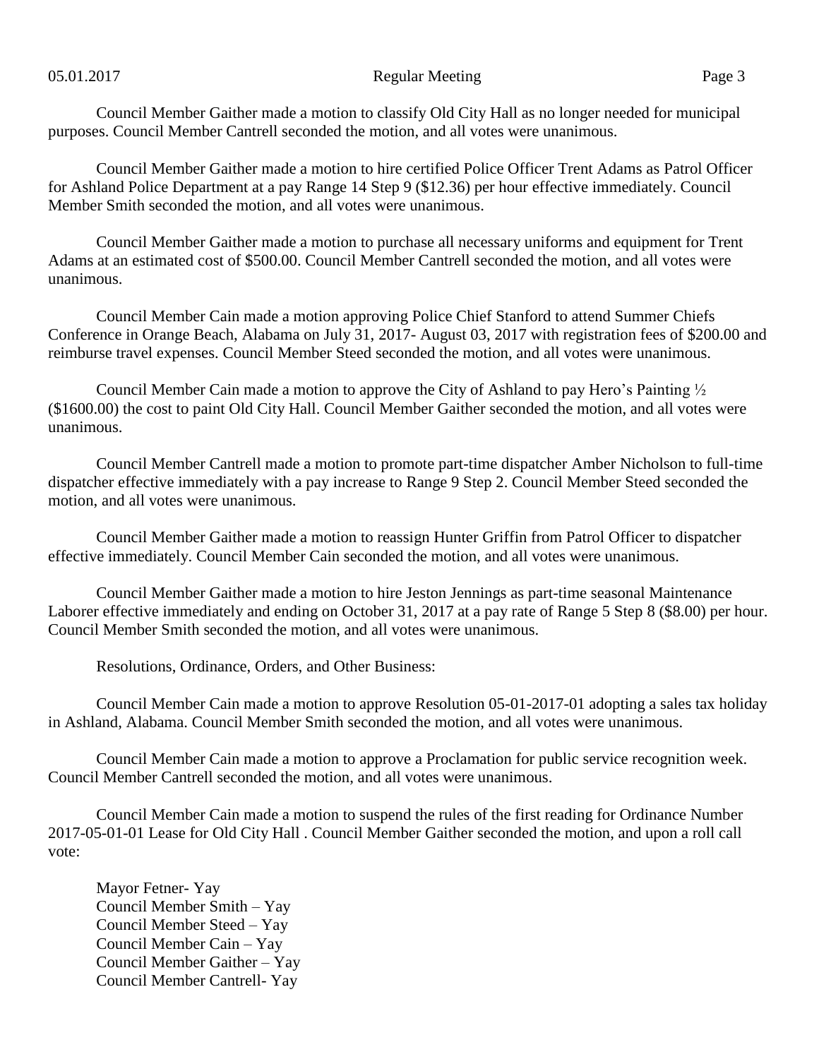Council Member Gaither made a motion to classify Old City Hall as no longer needed for municipal purposes. Council Member Cantrell seconded the motion, and all votes were unanimous.

Council Member Gaither made a motion to hire certified Police Officer Trent Adams as Patrol Officer for Ashland Police Department at a pay Range 14 Step 9 ($12.36) per hour effective immediately. Council Member Smith seconded the motion, and all votes were unanimous.

Council Member Gaither made a motion to purchase all necessary uniforms and equipment for Trent Adams at an estimated cost of $500.00. Council Member Cantrell seconded the motion, and all votes were unanimous.

Council Member Cain made a motion approving Police Chief Stanford to attend Summer Chiefs Conference in Orange Beach, Alabama on July 31, 2017- August 03, 2017 with registration fees of $200.00 and reimburse travel expenses. Council Member Steed seconded the motion, and all votes were unanimous.

Council Member Cain made a motion to approve the City of Ashland to pay Hero's Painting ½ ($1600.00) the cost to paint Old City Hall. Council Member Gaither seconded the motion, and all votes were unanimous.

Council Member Cantrell made a motion to promote part-time dispatcher Amber Nicholson to full-time dispatcher effective immediately with a pay increase to Range 9 Step 2. Council Member Steed seconded the motion, and all votes were unanimous.

Council Member Gaither made a motion to reassign Hunter Griffin from Patrol Officer to dispatcher effective immediately. Council Member Cain seconded the motion, and all votes were unanimous.

Council Member Gaither made a motion to hire Jeston Jennings as part-time seasonal Maintenance Laborer effective immediately and ending on October 31, 2017 at a pay rate of Range 5 Step 8 ($8.00) per hour. Council Member Smith seconded the motion, and all votes were unanimous.

Resolutions, Ordinance, Orders, and Other Business:

Council Member Cain made a motion to approve Resolution 05-01-2017-01 adopting a sales tax holiday in Ashland, Alabama. Council Member Smith seconded the motion, and all votes were unanimous.

Council Member Cain made a motion to approve a Proclamation for public service recognition week. Council Member Cantrell seconded the motion, and all votes were unanimous.

Council Member Cain made a motion to suspend the rules of the first reading for Ordinance Number 2017-05-01-01 Lease for Old City Hall . Council Member Gaither seconded the motion, and upon a roll call vote:

Mayor Fetner- Yay
Council Member Smith – Yay
Council Member Steed – Yay
Council Member Cain – Yay
Council Member Gaither – Yay
Council Member Cantrell- Yay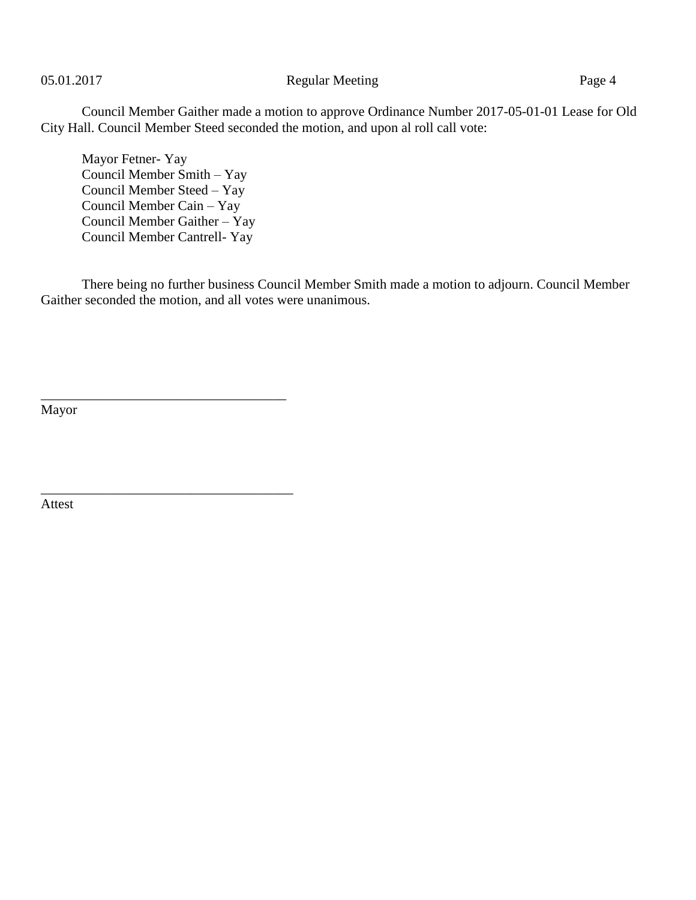Council Member Gaither made a motion to approve Ordinance Number 2017-05-01-01 Lease for Old City Hall. Council Member Steed seconded the motion, and upon al roll call vote:

Mayor Fetner- Yay  
Council Member Smith – Yay  
Council Member Steed – Yay  
Council Member Cain – Yay  
Council Member Gaither – Yay  
Council Member Cantrell- Yay

There being no further business Council Member Smith made a motion to adjourn. Council Member Gaither seconded the motion, and all votes were unanimous.

____________________________________  
Mayor

____________________________________  
Attest